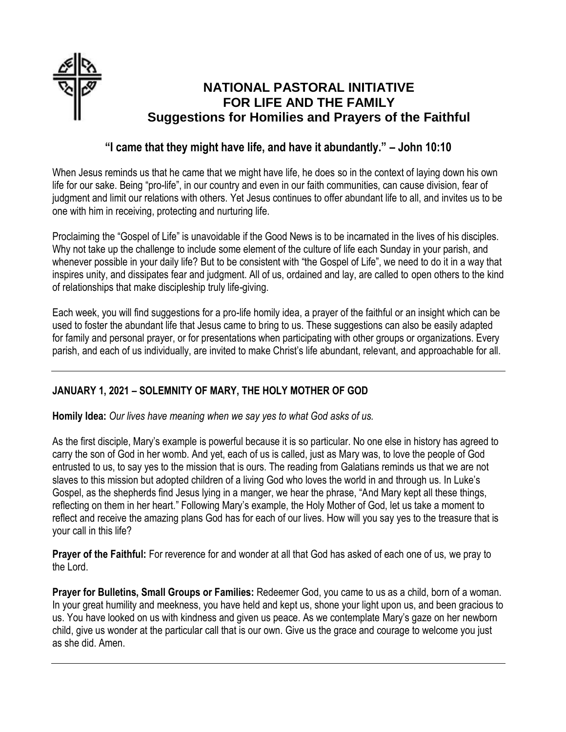# NATIONAL PASTORAL INITIATIVE FOR LIFE AND THE FAMILY

## Suggestions for Homilies and Prayers of the Faithful

### "I came that they might have life, and have it abundantly." – John 10:10

When Jesus reminds us that he came that we might have life, he does so in the context of laying down his own life for our sake. Being "pro-life", in our country and even in our faith communities, can cause division, fear of judgment and limit our relations with others. Yet Jesus continues to offer abundant life to all, and invites us to be one with him in receiving, protecting and nurturing life.

Proclaiming the "Gospel of Life" is unavoidable if the Good News is to be incarnated in the lives of his disciples. Why not take up the challenge to include some element of the culture of life each Sunday in your parish, and whenever possible in your daily life? But to be consistent with "the Gospel of Life", we need to do it in a way that inspires unity, and dissipates fear and judgment. All of us, ordained and lay, are called to open others to the kind of relationships that make discipleship truly life-giving.

Each week, you will find suggestions for a pro-life homily idea, a prayer of the faithful or an insight which can be used to foster the abundant life that Jesus came to bring to us. These suggestions can also be easily adapted for family and personal prayer, or for presentations when participating with other groups or organizations. Every parish, and each of us individually, are invited to make Christ's life abundant, relevant, and approachable for all.

---

**JANUARY 1, 2021 – SOLEMNITY OF MARY, THE HOLY MOTHER OF GOD**

**Homily Idea:** *Our lives have meaning when we say yes to what God asks of us.*

As the first disciple, Mary's example is powerful because it is so particular. No one else in history has agreed to carry the son of God in her womb. And yet, each of us is called, just as Mary was, to love the people of God entrusted to us, to say yes to the mission that is ours. The reading from Galatians reminds us that we are not slaves to this mission but adopted children of a living God who loves the world in and through us. In Luke's Gospel, as the shepherds find Jesus lying in a manger, we hear the phrase, "And Mary kept all these things, reflecting on them in her heart." Following Mary's example, the Holy Mother of God, let us take a moment to reflect and receive the amazing plans God has for each of our lives. How will you say yes to the treasure that is your call in this life?

**Prayer of the Faithful:** For reverence for and wonder at all that God has asked of each one of us, we pray to the Lord.

**Prayer for Bulletins, Small Groups or Families:** Redeemer God, you came to us as a child, born of a woman. In your great humility and meekness, you have held and kept us, shone your light upon us, and been gracious to us. You have looked on us with kindness and given us peace. As we contemplate Mary's gaze on her newborn child, give us wonder at the particular call that is our own. Give us the grace and courage to welcome you just as she did. Amen.

---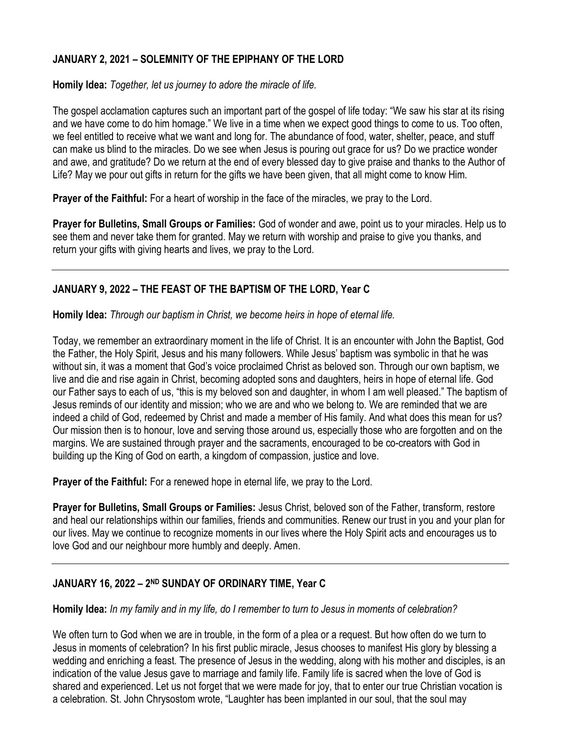## JANUARY 2, 2021 – SOLEMNITY OF THE EPIPHANY OF THE LORD

**Homily Idea:** *Together, let us journey to adore the miracle of life.*

The gospel acclamation captures such an important part of the gospel of life today: "We saw his star at its rising and we have come to do him homage." We live in a time when we expect good things to come to us. Too often, we feel entitled to receive what we want and long for. The abundance of food, water, shelter, peace, and stuff can make us blind to the miracles. Do we see when Jesus is pouring out grace for us? Do we practice wonder and awe, and gratitude? Do we return at the end of every blessed day to give praise and thanks to the Author of Life? May we pour out gifts in return for the gifts we have been given, that all might come to know Him.

**Prayer of the Faithful:** For a heart of worship in the face of the miracles, we pray to the Lord.

**Prayer for Bulletins, Small Groups or Families:** God of wonder and awe, point us to your miracles. Help us to see them and never take them for granted. May we return with worship and praise to give you thanks, and return your gifts with giving hearts and lives, we pray to the Lord.

---

## JANUARY 9, 2022 – THE FEAST OF THE BAPTISM OF THE LORD, Year C

**Homily Idea:** *Through our baptism in Christ, we become heirs in hope of eternal life.*

Today, we remember an extraordinary moment in the life of Christ. It is an encounter with John the Baptist, God the Father, the Holy Spirit, Jesus and his many followers. While Jesus' baptism was symbolic in that he was without sin, it was a moment that God's voice proclaimed Christ as beloved son. Through our own baptism, we live and die and rise again in Christ, becoming adopted sons and daughters, heirs in hope of eternal life. God our Father says to each of us, "this is my beloved son and daughter, in whom I am well pleased." The baptism of Jesus reminds of our identity and mission; who we are and who we belong to. We are reminded that we are indeed a child of God, redeemed by Christ and made a member of His family. And what does this mean for us? Our mission then is to honour, love and serving those around us, especially those who are forgotten and on the margins. We are sustained through prayer and the sacraments, encouraged to be co-creators with God in building up the King of God on earth, a kingdom of compassion, justice and love.

**Prayer of the Faithful:** For a renewed hope in eternal life, we pray to the Lord.

**Prayer for Bulletins, Small Groups or Families:** Jesus Christ, beloved son of the Father, transform, restore and heal our relationships within our families, friends and communities. Renew our trust in you and your plan for our lives. May we continue to recognize moments in our lives where the Holy Spirit acts and encourages us to love God and our neighbour more humbly and deeply. Amen.

---

## JANUARY 16, 2022 – 2ND SUNDAY OF ORDINARY TIME, Year C

**Homily Idea:** *In my family and in my life, do I remember to turn to Jesus in moments of celebration?*

We often turn to God when we are in trouble, in the form of a plea or a request. But how often do we turn to Jesus in moments of celebration? In his first public miracle, Jesus chooses to manifest His glory by blessing a wedding and enriching a feast. The presence of Jesus in the wedding, along with his mother and disciples, is an indication of the value Jesus gave to marriage and family life. Family life is sacred when the love of God is shared and experienced. Let us not forget that we were made for joy, that to enter our true Christian vocation is a celebration. St. John Chrysostom wrote, "Laughter has been implanted in our soul, that the soul may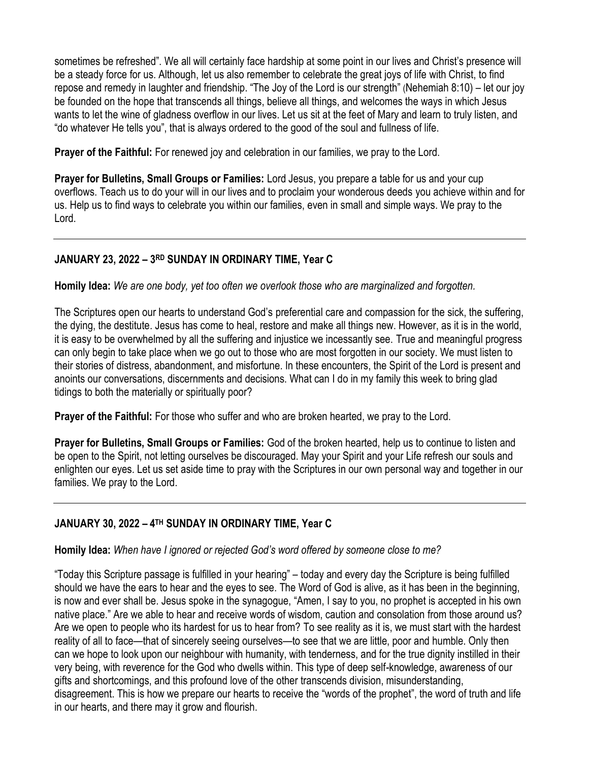sometimes be refreshed". We all will certainly face hardship at some point in our lives and Christ's presence will be a steady force for us. Although, let us also remember to celebrate the great joys of life with Christ, to find repose and remedy in laughter and friendship. "The Joy of the Lord is our strength" (Nehemiah 8:10) – let our joy be founded on the hope that transcends all things, believe all things, and welcomes the ways in which Jesus wants to let the wine of gladness overflow in our lives. Let us sit at the feet of Mary and learn to truly listen, and "do whatever He tells you", that is always ordered to the good of the soul and fullness of life.

**Prayer of the Faithful:** For renewed joy and celebration in our families, we pray to the Lord.

**Prayer for Bulletins, Small Groups or Families:** Lord Jesus, you prepare a table for us and your cup overflows. Teach us to do your will in our lives and to proclaim your wonderous deeds you achieve within and for us. Help us to find ways to celebrate you within our families, even in small and simple ways. We pray to the Lord.

---

### JANUARY 23, 2022 – 3RD SUNDAY IN ORDINARY TIME, Year C

**Homily Idea:** *We are one body, yet too often we overlook those who are marginalized and forgotten.*

The Scriptures open our hearts to understand God's preferential care and compassion for the sick, the suffering, the dying, the destitute. Jesus has come to heal, restore and make all things new. However, as it is in the world, it is easy to be overwhelmed by all the suffering and injustice we incessantly see. True and meaningful progress can only begin to take place when we go out to those who are most forgotten in our society. We must listen to their stories of distress, abandonment, and misfortune. In these encounters, the Spirit of the Lord is present and anoints our conversations, discernments and decisions. What can I do in my family this week to bring glad tidings to both the materially or spiritually poor?

**Prayer of the Faithful:** For those who suffer and who are broken hearted, we pray to the Lord.

**Prayer for Bulletins, Small Groups or Families:** God of the broken hearted, help us to continue to listen and be open to the Spirit, not letting ourselves be discouraged. May your Spirit and your Life refresh our souls and enlighten our eyes. Let us set aside time to pray with the Scriptures in our own personal way and together in our families. We pray to the Lord.

---

### JANUARY 30, 2022 – 4TH SUNDAY IN ORDINARY TIME, Year C

**Homily Idea:** *When have I ignored or rejected God's word offered by someone close to me?*

"Today this Scripture passage is fulfilled in your hearing" – today and every day the Scripture is being fulfilled should we have the ears to hear and the eyes to see. The Word of God is alive, as it has been in the beginning, is now and ever shall be. Jesus spoke in the synagogue, "Amen, I say to you, no prophet is accepted in his own native place." Are we able to hear and receive words of wisdom, caution and consolation from those around us? Are we open to people who its hardest for us to hear from? To see reality as it is, we must start with the hardest reality of all to face—that of sincerely seeing ourselves—to see that we are little, poor and humble. Only then can we hope to look upon our neighbour with humanity, with tenderness, and for the true dignity instilled in their very being, with reverence for the God who dwells within. This type of deep self-knowledge, awareness of our gifts and shortcomings, and this profound love of the other transcends division, misunderstanding, disagreement. This is how we prepare our hearts to receive the "words of the prophet", the word of truth and life in our hearts, and there may it grow and flourish.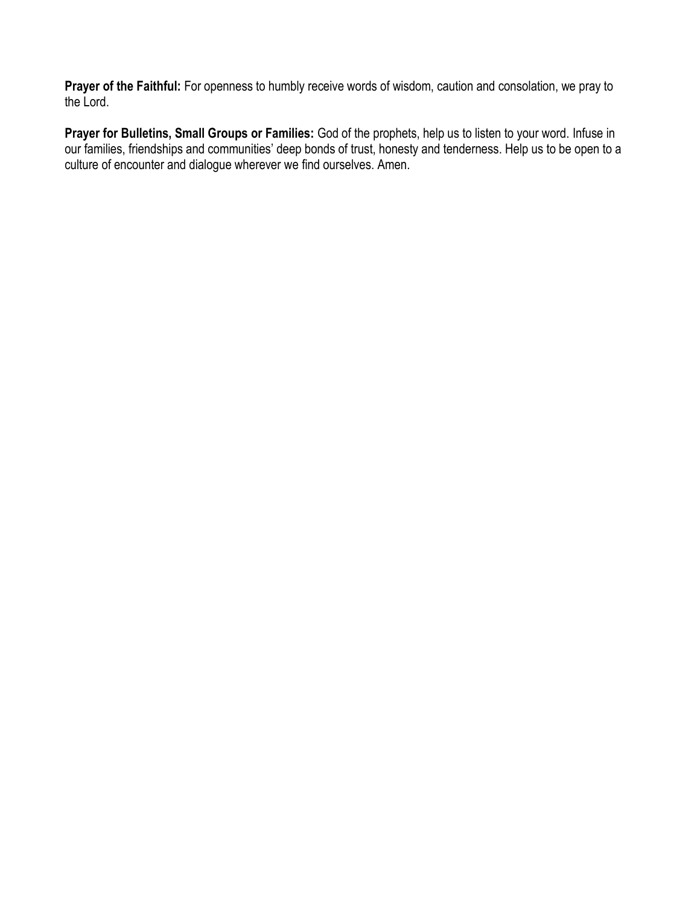**Prayer of the Faithful:** For openness to humbly receive words of wisdom, caution and consolation, we pray to the Lord.

**Prayer for Bulletins, Small Groups or Families:** God of the prophets, help us to listen to your word. Infuse in our families, friendships and communities' deep bonds of trust, honesty and tenderness. Help us to be open to a culture of encounter and dialogue wherever we find ourselves. Amen.